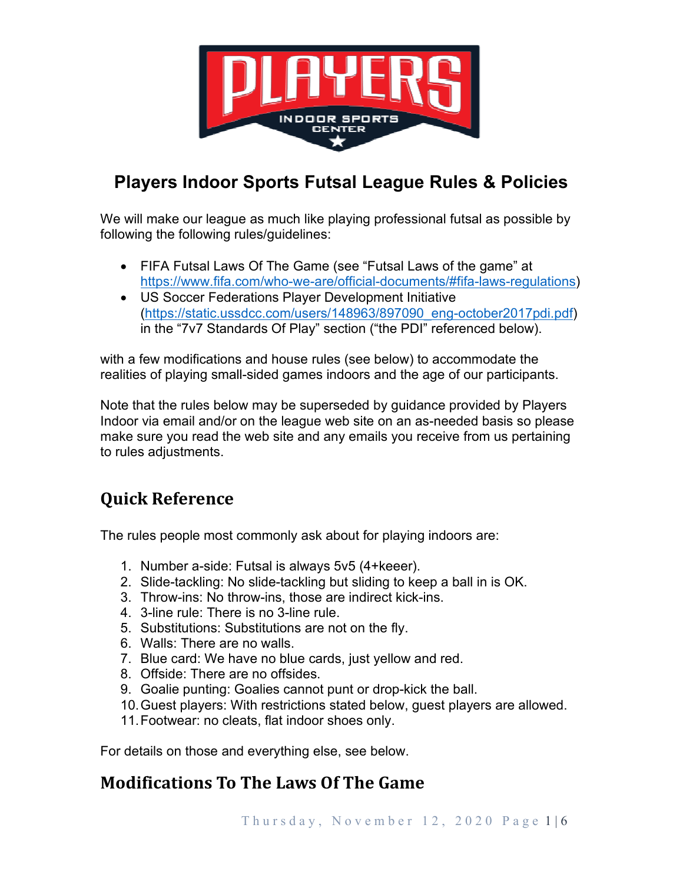# Players Indoor Sports Futsal League Rules & Policies

We will make our league as much like playing professional futsal as possible by following the following rules/guidelines:

- FIFA Futsal Laws Of The Game (see "Futsal Laws of the game" at [https://www.fifa.com/who-we-are/official-documents/#fifa-laws-regulations](https://www.fifa.com/who-we-are/official-documents/#fifa-laws-regulations))
- US Soccer Federations Player Development Initiative ([https://static.ussdcc.com/users/148963/897090_eng-october2017pdi.pdf](https://static.ussdcc.com/users/148963/897090_eng-october2017pdi.pdf)) in the "7v7 Standards Of Play" section ("the PDI" referenced below).

with a few modifications and house rules (see below) to accommodate the realities of playing small-sided games indoors and the age of our participants.

Note that the rules below may be superseded by guidance provided by Players Indoor via email and/or on the league web site on an as-needed basis so please make sure you read the web site and any emails you receive from us pertaining to rules adjustments.

## Quick Reference

The rules people most commonly ask about for playing indoors are:

1. Number a-side: Futsal is always 5v5 (4+keeer).
2. Slide-tackling: No slide-tackling but sliding to keep a ball in is OK.
3. Throw-ins: No throw-ins, those are indirect kick-ins.
4. 3-line rule: There is no 3-line rule.
5. Substitutions: Substitutions are not on the fly.
6. Walls: There are no walls.
7. Blue card: We have no blue cards, just yellow and red.
8. Offside: There are no offsides.
9. Goalie punting: Goalies cannot punt or drop-kick the ball.
10. Guest players: With restrictions stated below, guest players are allowed.
11. Footwear: no cleats, flat indoor shoes only.

For details on those and everything else, see below.

## Modifications To The Laws Of The Game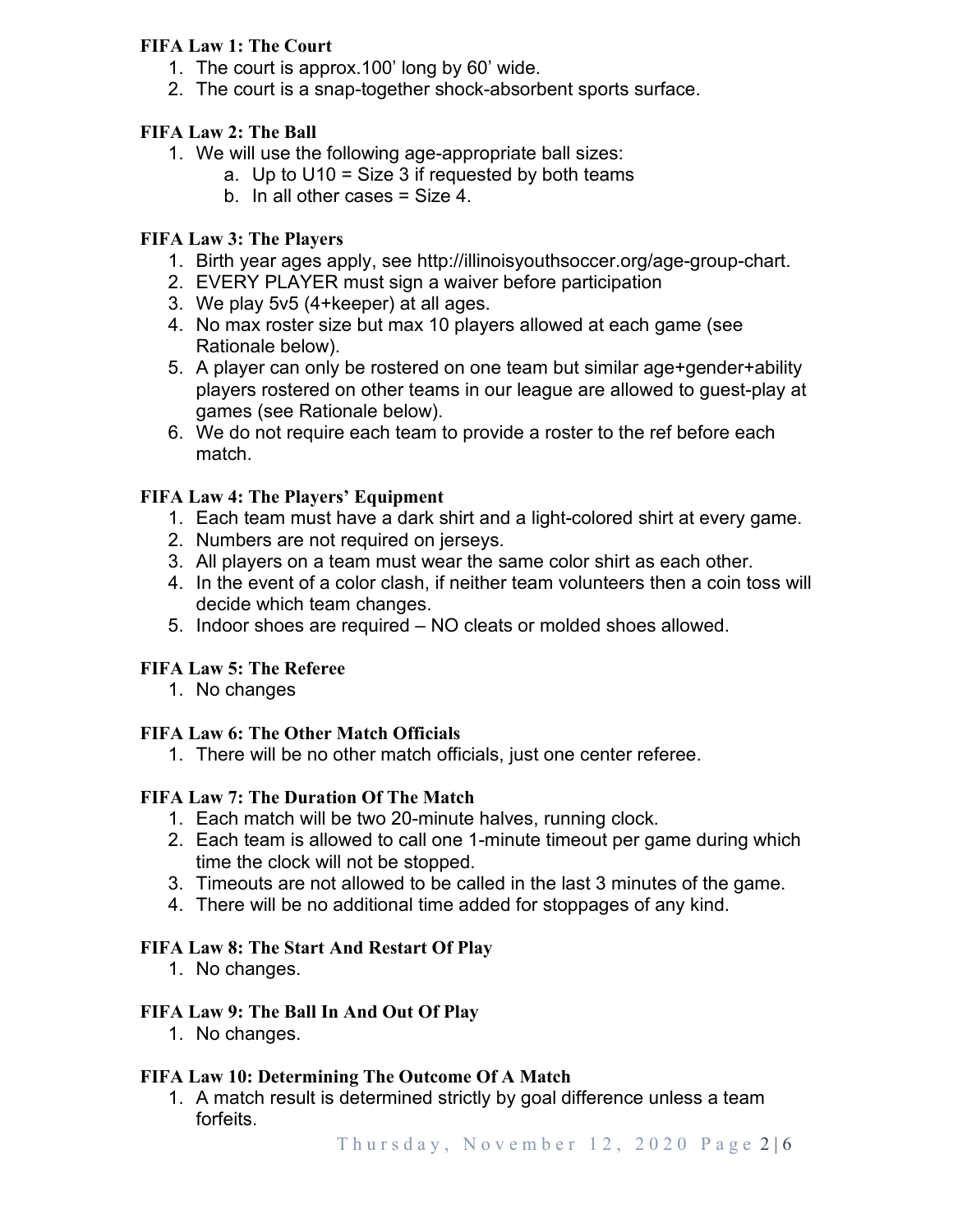**FIFA Law 1: The Court**

1. The court is approx.100' long by 60' wide.
2. The court is a snap-together shock-absorbent sports surface.

**FIFA Law 2: The Ball**

1. We will use the following age-appropriate ball sizes:
    a. Up to U10 = Size 3 if requested by both teams
    b. In all other cases = Size 4.

**FIFA Law 3: The Players**

1. Birth year ages apply, see http://illinoisyouthsoccer.org/age-group-chart.
2. EVERY PLAYER must sign a waiver before participation
3. We play 5v5 (4+keeper) at all ages.
4. No max roster size but max 10 players allowed at each game (see Rationale below).
5. A player can only be rostered on one team but similar age+gender+ability players rostered on other teams in our league are allowed to guest-play at games (see Rationale below).
6. We do not require each team to provide a roster to the ref before each match.

**FIFA Law 4: The Players' Equipment**

1. Each team must have a dark shirt and a light-colored shirt at every game.
2. Numbers are not required on jerseys.
3. All players on a team must wear the same color shirt as each other.
4. In the event of a color clash, if neither team volunteers then a coin toss will decide which team changes.
5. Indoor shoes are required – NO cleats or molded shoes allowed.

**FIFA Law 5: The Referee**

1. No changes

**FIFA Law 6: The Other Match Officials**

1. There will be no other match officials, just one center referee.

**FIFA Law 7: The Duration Of The Match**

1. Each match will be two 20-minute halves, running clock.
2. Each team is allowed to call one 1-minute timeout per game during which time the clock will not be stopped.
3. Timeouts are not allowed to be called in the last 3 minutes of the game.
4. There will be no additional time added for stoppages of any kind.

**FIFA Law 8: The Start And Restart Of Play**

1. No changes.

**FIFA Law 9: The Ball In And Out Of Play**

1. No changes.

**FIFA Law 10: Determining The Outcome Of A Match**

1. A match result is determined strictly by goal difference unless a team forfeits.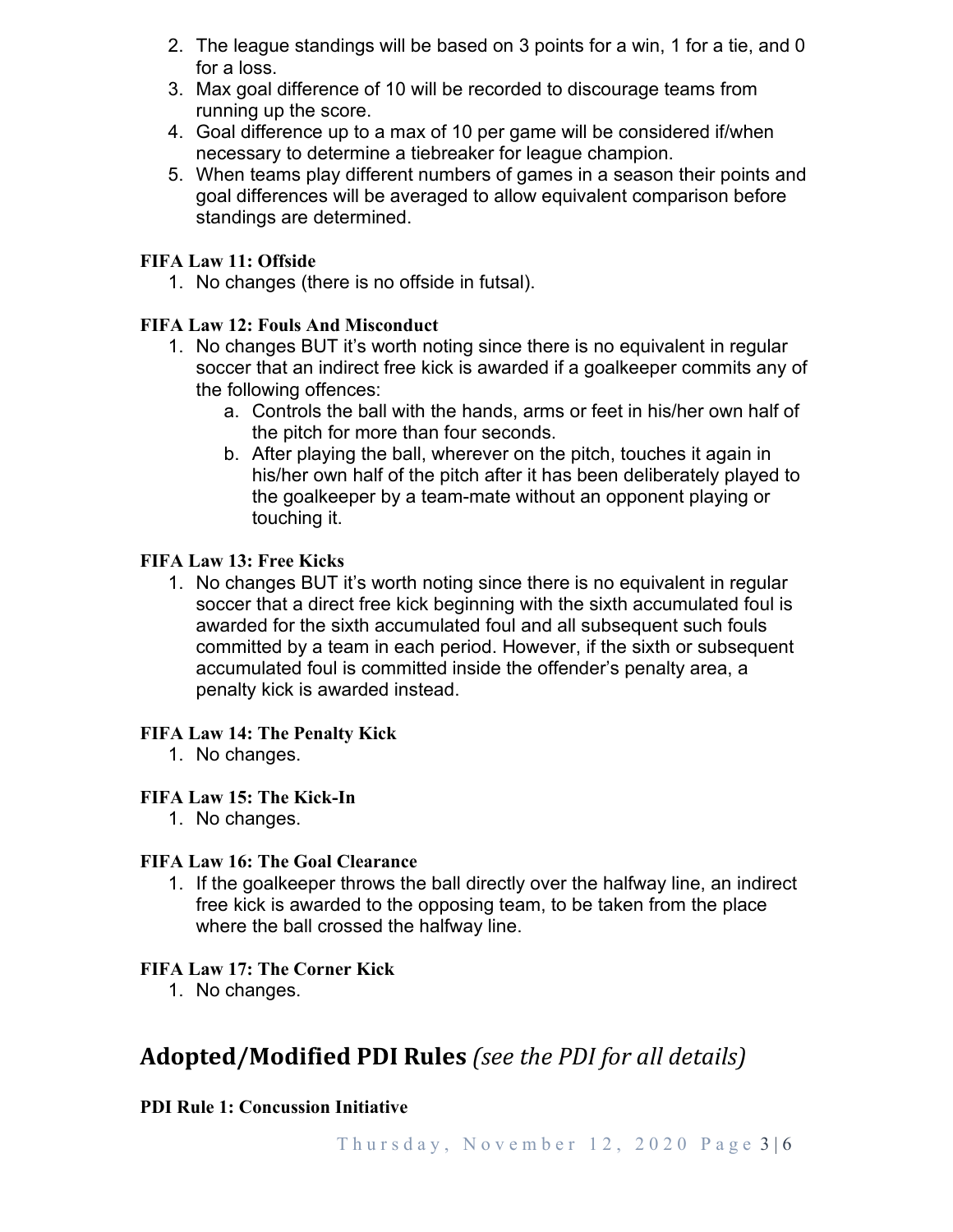2. The league standings will be based on 3 points for a win, 1 for a tie, and 0 for a loss.
3. Max goal difference of 10 will be recorded to discourage teams from running up the score.
4. Goal difference up to a max of 10 per game will be considered if/when necessary to determine a tiebreaker for league champion.
5. When teams play different numbers of games in a season their points and goal differences will be averaged to allow equivalent comparison before standings are determined.

**FIFA Law 11: Offside**

1. No changes (there is no offside in futsal).

**FIFA Law 12: Fouls And Misconduct**

1. No changes BUT it's worth noting since there is no equivalent in regular soccer that an indirect free kick is awarded if a goalkeeper commits any of the following offences:
    a. Controls the ball with the hands, arms or feet in his/her own half of the pitch for more than four seconds.
    b. After playing the ball, wherever on the pitch, touches it again in his/her own half of the pitch after it has been deliberately played to the goalkeeper by a team-mate without an opponent playing or touching it.

**FIFA Law 13: Free Kicks**

1. No changes BUT it's worth noting since there is no equivalent in regular soccer that a direct free kick beginning with the sixth accumulated foul is awarded for the sixth accumulated foul and all subsequent such fouls committed by a team in each period. However, if the sixth or subsequent accumulated foul is committed inside the offender's penalty area, a penalty kick is awarded instead.

**FIFA Law 14: The Penalty Kick**

1. No changes.

**FIFA Law 15: The Kick-In**

1. No changes.

**FIFA Law 16: The Goal Clearance**

1. If the goalkeeper throws the ball directly over the halfway line, an indirect free kick is awarded to the opposing team, to be taken from the place where the ball crossed the halfway line.

**FIFA Law 17: The Corner Kick**

1. No changes.

## Adopted/Modified PDI Rules *(see the PDI for all details)*

**PDI Rule 1: Concussion Initiative**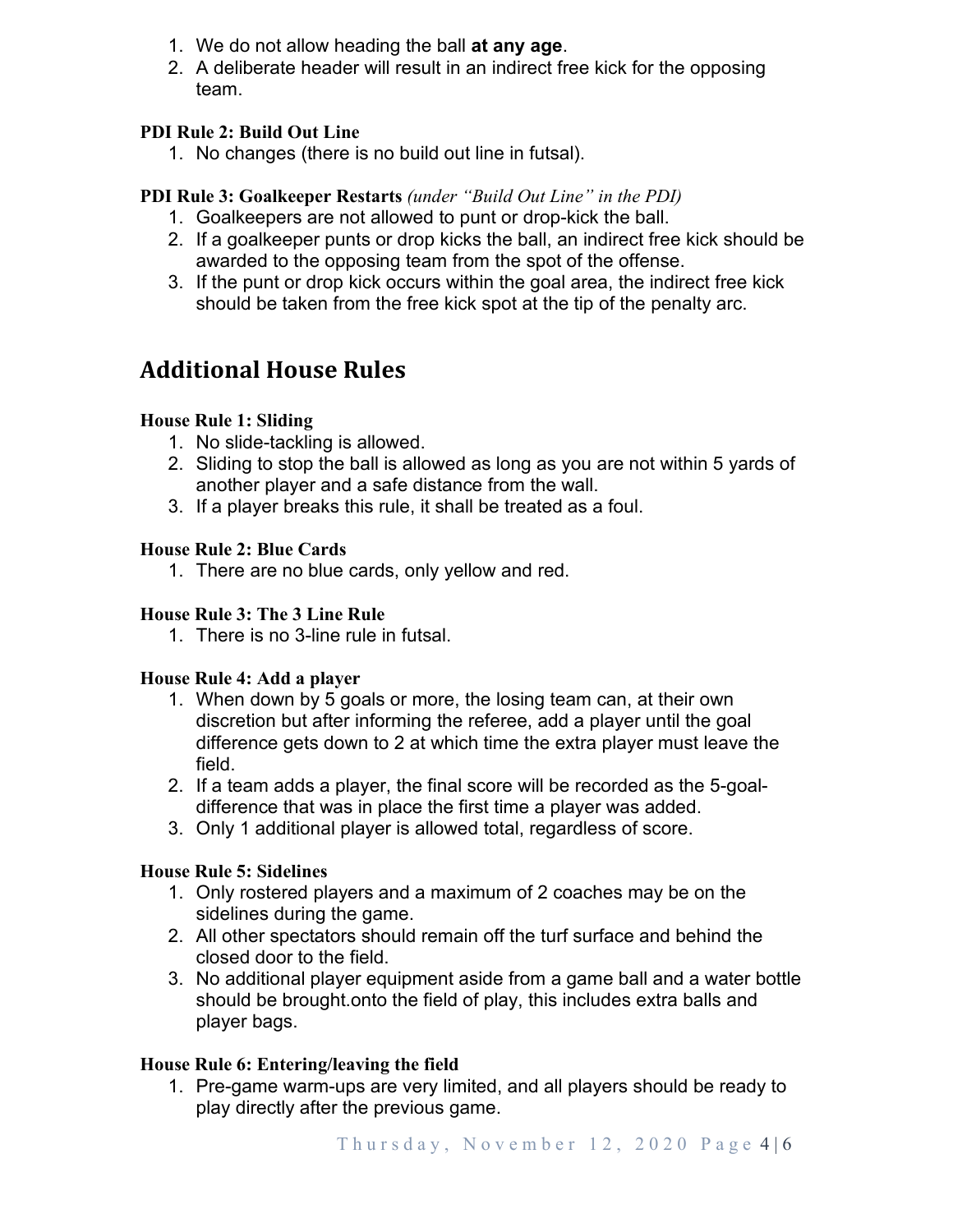1. We do not allow heading the ball **at any age**.
2. A deliberate header will result in an indirect free kick for the opposing team.

**PDI Rule 2: Build Out Line**

1. No changes (there is no build out line in futsal).

**PDI Rule 3: Goalkeeper Restarts** *(under "Build Out Line" in the PDI)*

1. Goalkeepers are not allowed to punt or drop-kick the ball.
2. If a goalkeeper punts or drop kicks the ball, an indirect free kick should be awarded to the opposing team from the spot of the offense.
3. If the punt or drop kick occurs within the goal area, the indirect free kick should be taken from the free kick spot at the tip of the penalty arc.

## Additional House Rules

**House Rule 1: Sliding**

1. No slide-tackling is allowed.
2. Sliding to stop the ball is allowed as long as you are not within 5 yards of another player and a safe distance from the wall.
3. If a player breaks this rule, it shall be treated as a foul.

**House Rule 2: Blue Cards**

1. There are no blue cards, only yellow and red.

**House Rule 3: The 3 Line Rule**

1. There is no 3-line rule in futsal.

**House Rule 4: Add a player**

1. When down by 5 goals or more, the losing team can, at their own discretion but after informing the referee, add a player until the goal difference gets down to 2 at which time the extra player must leave the field.
2. If a team adds a player, the final score will be recorded as the 5-goal-difference that was in place the first time a player was added.
3. Only 1 additional player is allowed total, regardless of score.

**House Rule 5: Sidelines**

1. Only rostered players and a maximum of 2 coaches may be on the sidelines during the game.
2. All other spectators should remain off the turf surface and behind the closed door to the field.
3. No additional player equipment aside from a game ball and a water bottle should be brought.onto the field of play, this includes extra balls and player bags.

**House Rule 6: Entering/leaving the field**

1. Pre-game warm-ups are very limited, and all players should be ready to play directly after the previous game.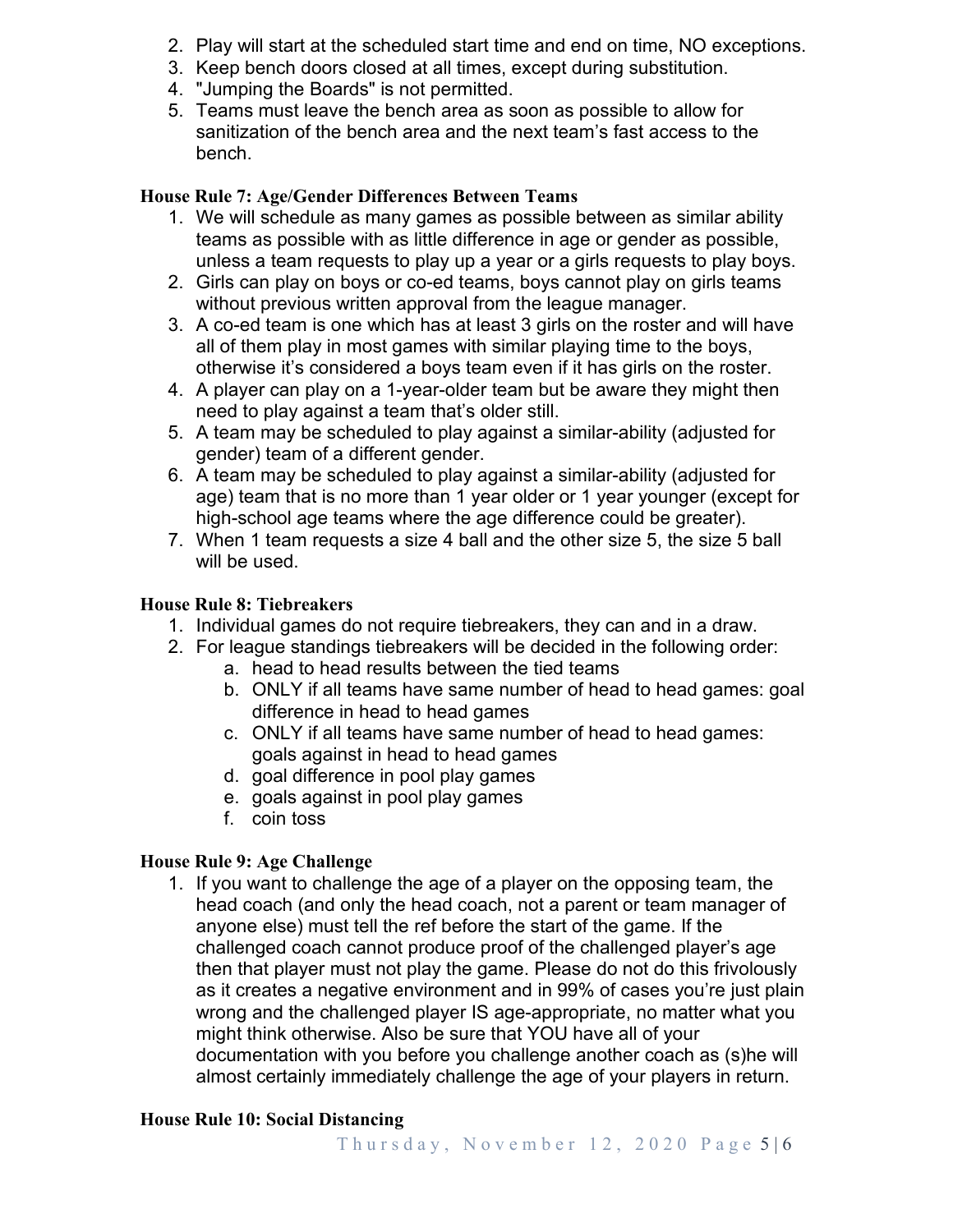2. Play will start at the scheduled start time and end on time, NO exceptions.
3. Keep bench doors closed at all times, except during substitution.
4. "Jumping the Boards" is not permitted.
5. Teams must leave the bench area as soon as possible to allow for sanitization of the bench area and the next team's fast access to the bench.

**House Rule 7: Age/Gender Differences Between Teams**

1. We will schedule as many games as possible between as similar ability teams as possible with as little difference in age or gender as possible, unless a team requests to play up a year or a girls requests to play boys.
2. Girls can play on boys or co-ed teams, boys cannot play on girls teams without previous written approval from the league manager.
3. A co-ed team is one which has at least 3 girls on the roster and will have all of them play in most games with similar playing time to the boys, otherwise it's considered a boys team even if it has girls on the roster.
4. A player can play on a 1-year-older team but be aware they might then need to play against a team that's older still.
5. A team may be scheduled to play against a similar-ability (adjusted for gender) team of a different gender.
6. A team may be scheduled to play against a similar-ability (adjusted for age) team that is no more than 1 year older or 1 year younger (except for high-school age teams where the age difference could be greater).
7. When 1 team requests a size 4 ball and the other size 5, the size 5 ball will be used.

**House Rule 8: Tiebreakers**

1. Individual games do not require tiebreakers, they can and in a draw.
2. For league standings tiebreakers will be decided in the following order:
   a. head to head results between the tied teams
   b. ONLY if all teams have same number of head to head games: goal difference in head to head games
   c. ONLY if all teams have same number of head to head games: goals against in head to head games
   d. goal difference in pool play games
   e. goals against in pool play games
   f. coin toss

**House Rule 9: Age Challenge**

1. If you want to challenge the age of a player on the opposing team, the head coach (and only the head coach, not a parent or team manager of anyone else) must tell the ref before the start of the game. If the challenged coach cannot produce proof of the challenged player's age then that player must not play the game. Please do not do this frivolously as it creates a negative environment and in 99% of cases you're just plain wrong and the challenged player IS age-appropriate, no matter what you might think otherwise. Also be sure that YOU have all of your documentation with you before you challenge another coach as (s)he will almost certainly immediately challenge the age of your players in return.

**House Rule 10: Social Distancing**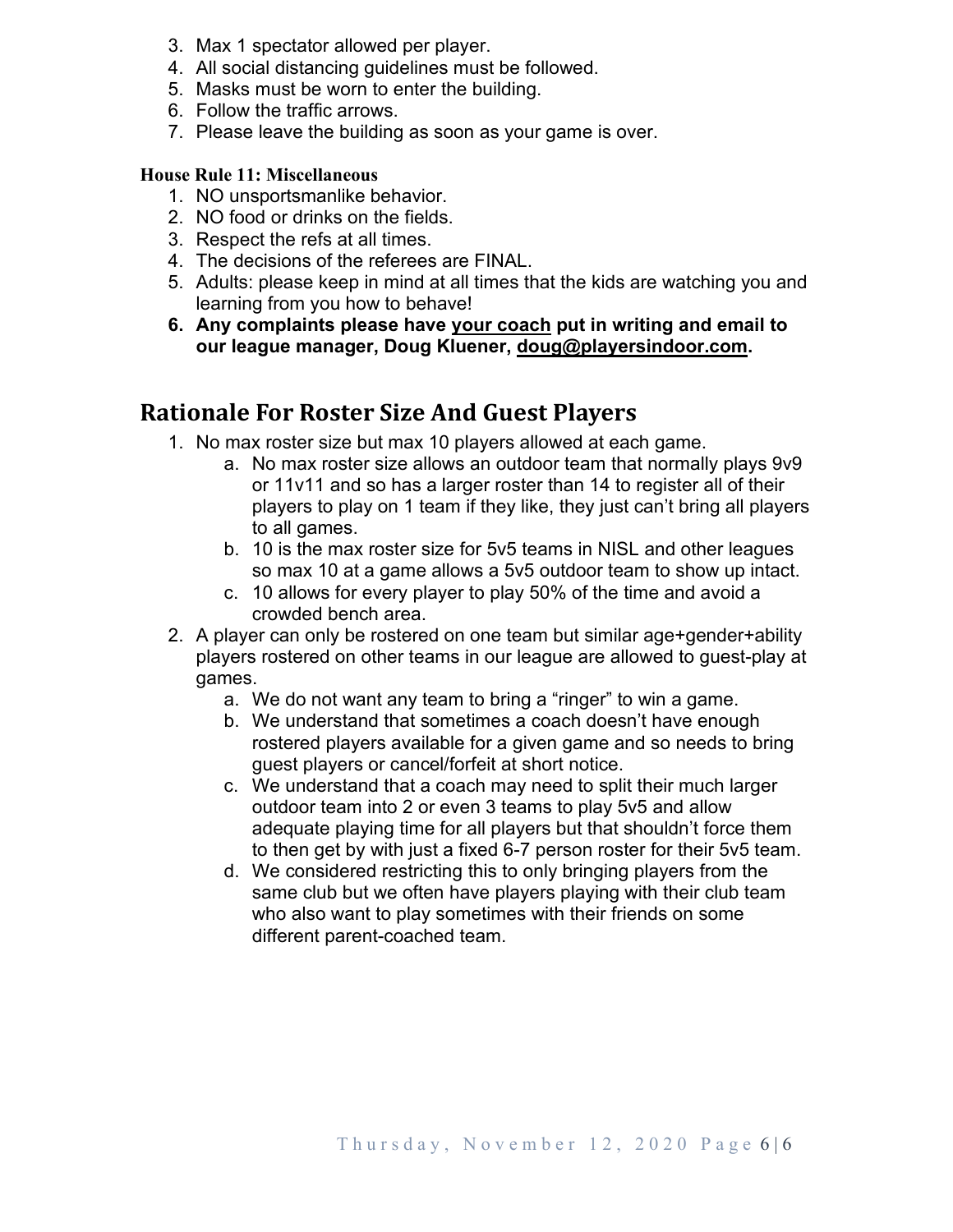3. Max 1 spectator allowed per player.
4. All social distancing guidelines must be followed.
5. Masks must be worn to enter the building.
6. Follow the traffic arrows.
7. Please leave the building as soon as your game is over.

**House Rule 11: Miscellaneous**

1. NO unsportsmanlike behavior.
2. NO food or drinks on the fields.
3. Respect the refs at all times.
4. The decisions of the referees are FINAL.
5. Adults: please keep in mind at all times that the kids are watching you and learning from you how to behave!
6. **Any complaints please have <u>your coach</u> put in writing and email to our league manager, Doug Kluener, <u>doug@playersindoor.com</u>.**

## Rationale For Roster Size And Guest Players

1. No max roster size but max 10 players allowed at each game.
    a. No max roster size allows an outdoor team that normally plays 9v9 or 11v11 and so has a larger roster than 14 to register all of their players to play on 1 team if they like, they just can't bring all players to all games.
    b. 10 is the max roster size for 5v5 teams in NISL and other leagues so max 10 at a game allows a 5v5 outdoor team to show up intact.
    c. 10 allows for every player to play 50% of the time and avoid a crowded bench area.
2. A player can only be rostered on one team but similar age+gender+ability players rostered on other teams in our league are allowed to guest-play at games.
    a. We do not want any team to bring a "ringer" to win a game.
    b. We understand that sometimes a coach doesn't have enough rostered players available for a given game and so needs to bring guest players or cancel/forfeit at short notice.
    c. We understand that a coach may need to split their much larger outdoor team into 2 or even 3 teams to play 5v5 and allow adequate playing time for all players but that shouldn't force them to then get by with just a fixed 6-7 person roster for their 5v5 team.
    d. We considered restricting this to only bringing players from the same club but we often have players playing with their club team who also want to play sometimes with their friends on some different parent-coached team.